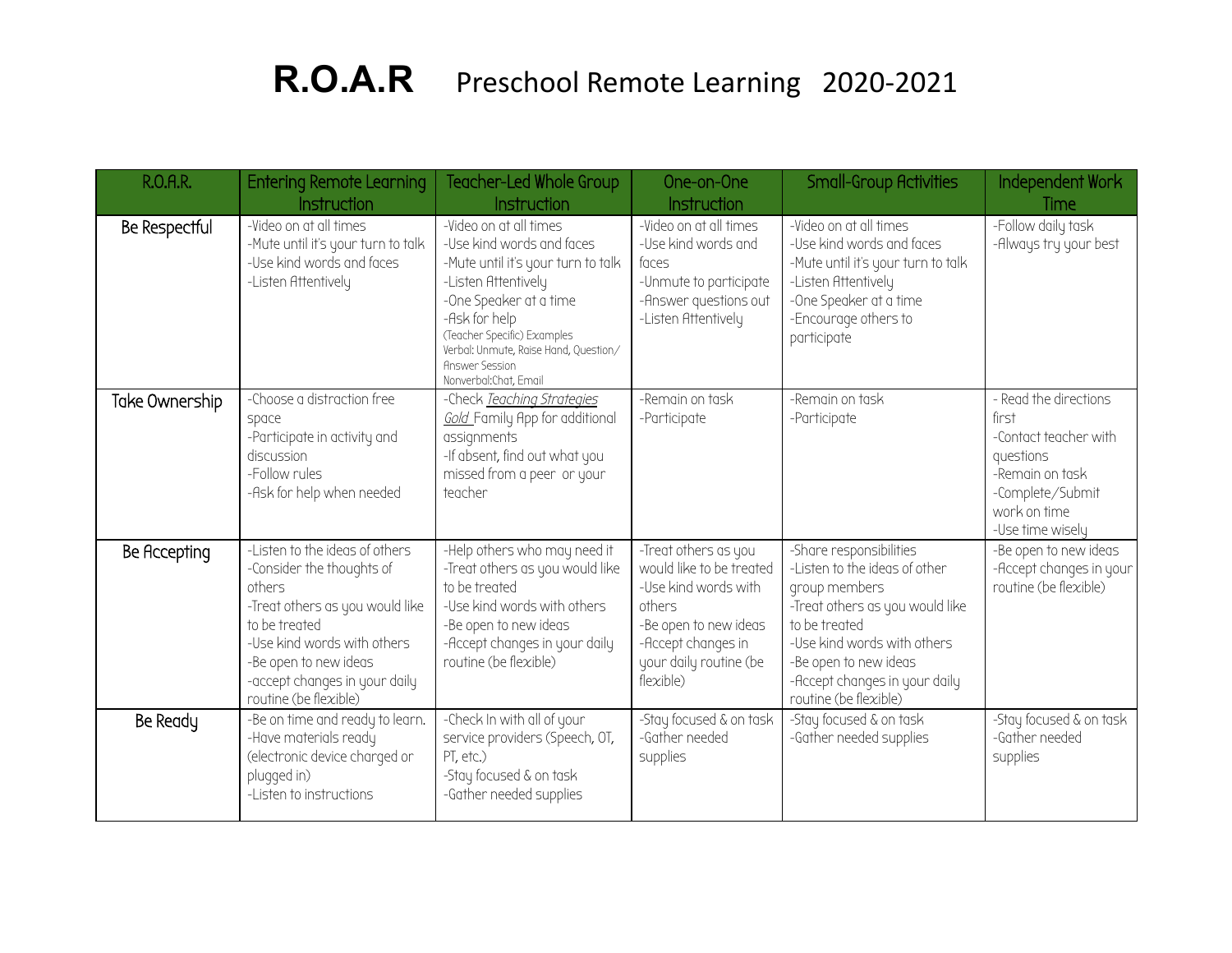# **R.O.A.R** Preschool Remote Learning 2020-2021

| R.O.A.R. | Entering Remote Learning Instruction | Teacher-Led Whole Group Instruction | One-on-One Instruction | Small-Group Activities | Independent Work Time |
|---|---|---|---|---|---|
| Be Respectful | -Video on at all times<br>-Mute until it's your turn to talk<br>-Use kind words and faces<br>-Listen Attentively | -Video on at all times<br>-Use kind words and faces<br>-Mute until it's your turn to talk<br>-Listen Attentively<br>-One Speaker at a time<br>-Ask for help<br>(Teacher Specific) Examples<br>Verbal: Unmute, Raise Hand, Question/ Answer Session<br>Nonverbal:Chat, Email | -Video on at all times<br>-Use kind words and faces<br>-Unmute to participate<br>-Answer questions out<br>-Listen Attentively | -Video on at all times<br>-Use kind words and faces<br>-Mute until it's your turn to talk<br>-Listen Attentively<br>-One Speaker at a time<br>-Encourage others to participate | -Follow daily task<br>-Always try your best |
| Take Ownership | -Choose a distraction free space<br>-Participate in activity and discussion<br>-Follow rules<br>-Ask for help when needed | -Check *Teaching Strategies Gold* Family App for additional assignments<br>-If absent, find out what you missed from a peer or your teacher | -Remain on task<br>-Participate | -Remain on task<br>-Participate | - Read the directions first<br>-Contact teacher with questions<br>-Remain on task<br>-Complete/Submit work on time<br>-Use time wisely |
| Be Accepting | -Listen to the ideas of others<br>-Consider the thoughts of others<br>-Treat others as you would like to be treated<br>-Use kind words with others<br>-Be open to new ideas<br>-accept changes in your daily routine (be flexible) | -Help others who may need it<br>-Treat others as you would like to be treated<br>-Use kind words with others<br>-Be open to new ideas<br>-Accept changes in your daily routine (be flexible) | -Treat others as you would like to be treated<br>-Use kind words with others<br>-Be open to new ideas<br>-Accept changes in your daily routine (be flexible) | -Share responsibilities<br>-Listen to the ideas of other group members<br>-Treat others as you would like to be treated<br>-Use kind words with others<br>-Be open to new ideas<br>-Accept changes in your daily routine (be flexible) | -Be open to new ideas<br>-Accept changes in your routine (be flexible) |
| Be Ready | -Be on time and ready to learn.<br>-Have materials ready (electronic device charged or plugged in)<br>-Listen to instructions | -Check In with all of your service providers (Speech, OT, PT, etc.)<br>-Stay focused & on task<br>-Gather needed supplies | -Stay focused & on task<br>-Gather needed supplies | -Stay focused & on task<br>-Gather needed supplies | -Stay focused & on task<br>-Gather needed supplies |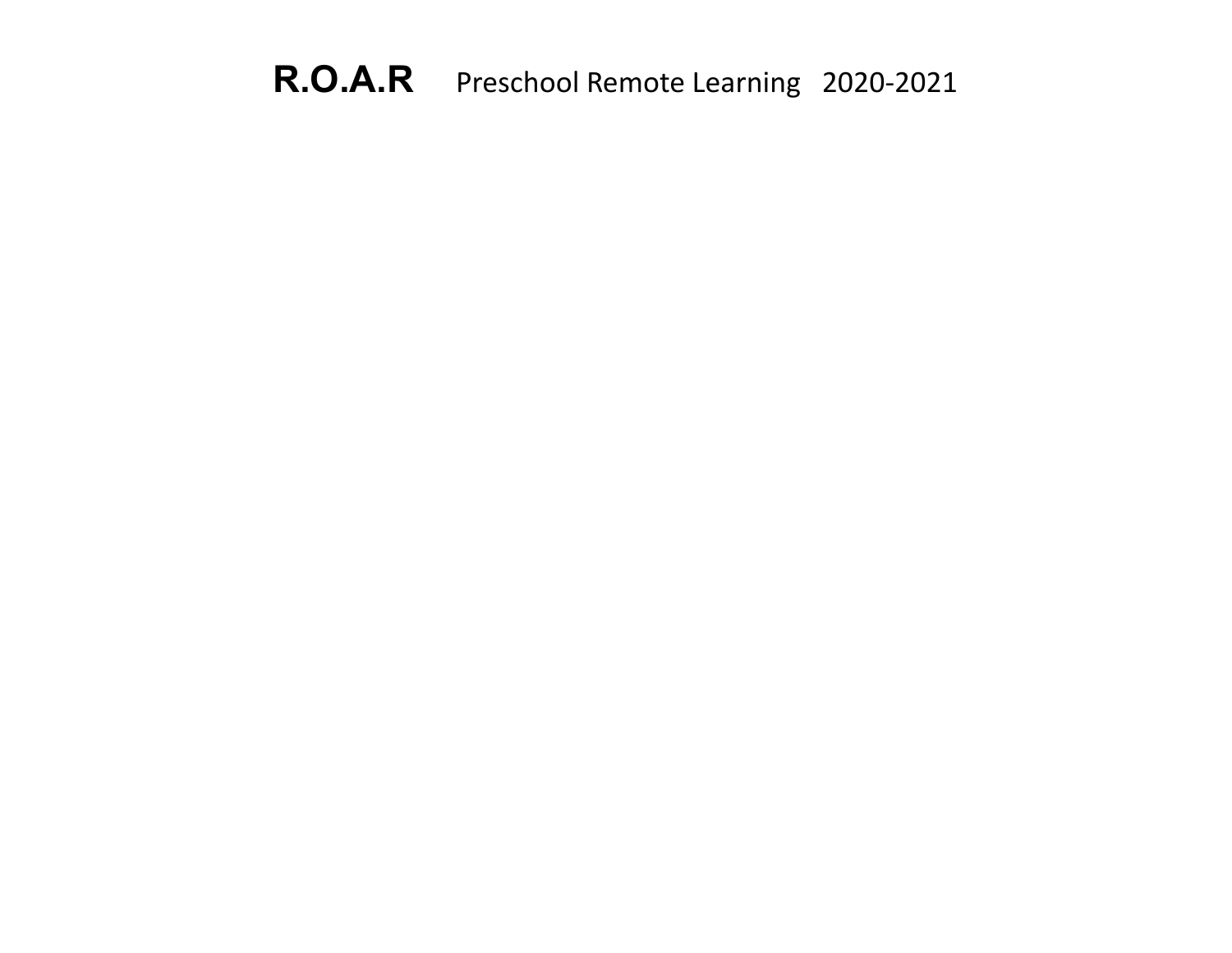**R.O.A.R** Preschool Remote Learning 2020-2021